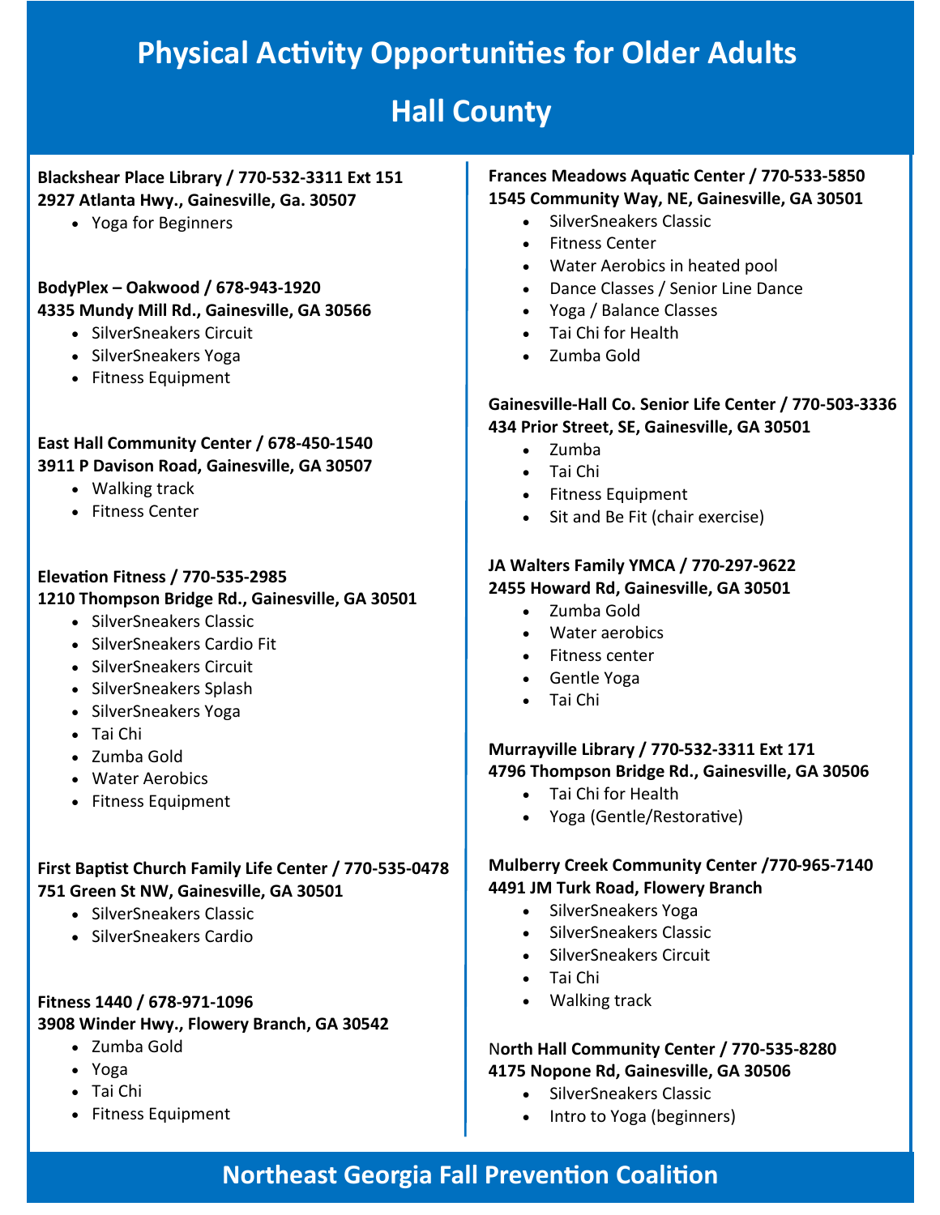# Physical Activity Opportunities for Older Adults

## Hall County

**Blackshear Place Library / 770-532-3311 Ext 151**
**2927 Atlanta Hwy., Gainesville, Ga. 30507**

- Yoga for Beginners

**BodyPlex – Oakwood / 678-943-1920**
**4335 Mundy Mill Rd., Gainesville, GA 30566**

- SilverSneakers Circuit
- SilverSneakers Yoga
- Fitness Equipment

**East Hall Community Center / 678-450-1540**
**3911 P Davison Road, Gainesville, GA 30507**

- Walking track
- Fitness Center

**Elevation Fitness / 770-535-2985**
**1210 Thompson Bridge Rd., Gainesville, GA 30501**

- SilverSneakers Classic
- SilverSneakers Cardio Fit
- SilverSneakers Circuit
- SilverSneakers Splash
- SilverSneakers Yoga
- Tai Chi
- Zumba Gold
- Water Aerobics
- Fitness Equipment

**First Baptist Church Family Life Center / 770-535-0478**
**751 Green St NW, Gainesville, GA 30501**

- SilverSneakers Classic
- SilverSneakers Cardio

**Fitness 1440 / 678-971-1096**
**3908 Winder Hwy., Flowery Branch, GA 30542**

- Zumba Gold
- Yoga
- Tai Chi
- Fitness Equipment

**Frances Meadows Aquatic Center / 770-533-5850**
**1545 Community Way, NE, Gainesville, GA 30501**

- SilverSneakers Classic
- Fitness Center
- Water Aerobics in heated pool
- Dance Classes / Senior Line Dance
- Yoga / Balance Classes
- Tai Chi for Health
- Zumba Gold

**Gainesville-Hall Co. Senior Life Center / 770-503-3336**
**434 Prior Street, SE, Gainesville, GA 30501**

- Zumba
- Tai Chi
- Fitness Equipment
- Sit and Be Fit (chair exercise)

**JA Walters Family YMCA / 770-297-9622**
**2455 Howard Rd, Gainesville, GA 30501**

- Zumba Gold
- Water aerobics
- Fitness center
- Gentle Yoga
- Tai Chi

**Murrayville Library / 770-532-3311 Ext 171**
**4796 Thompson Bridge Rd., Gainesville, GA 30506**

- Tai Chi for Health
- Yoga (Gentle/Restorative)

**Mulberry Creek Community Center /770-965-7140**
**4491 JM Turk Road, Flowery Branch**

- SilverSneakers Yoga
- SilverSneakers Classic
- SilverSneakers Circuit
- Tai Chi
- Walking track

**North Hall Community Center / 770-535-8280**
**4175 Nopone Rd, Gainesville, GA 30506**

- SilverSneakers Classic
- Intro to Yoga (beginners)

**Northeast Georgia Fall Prevention Coalition**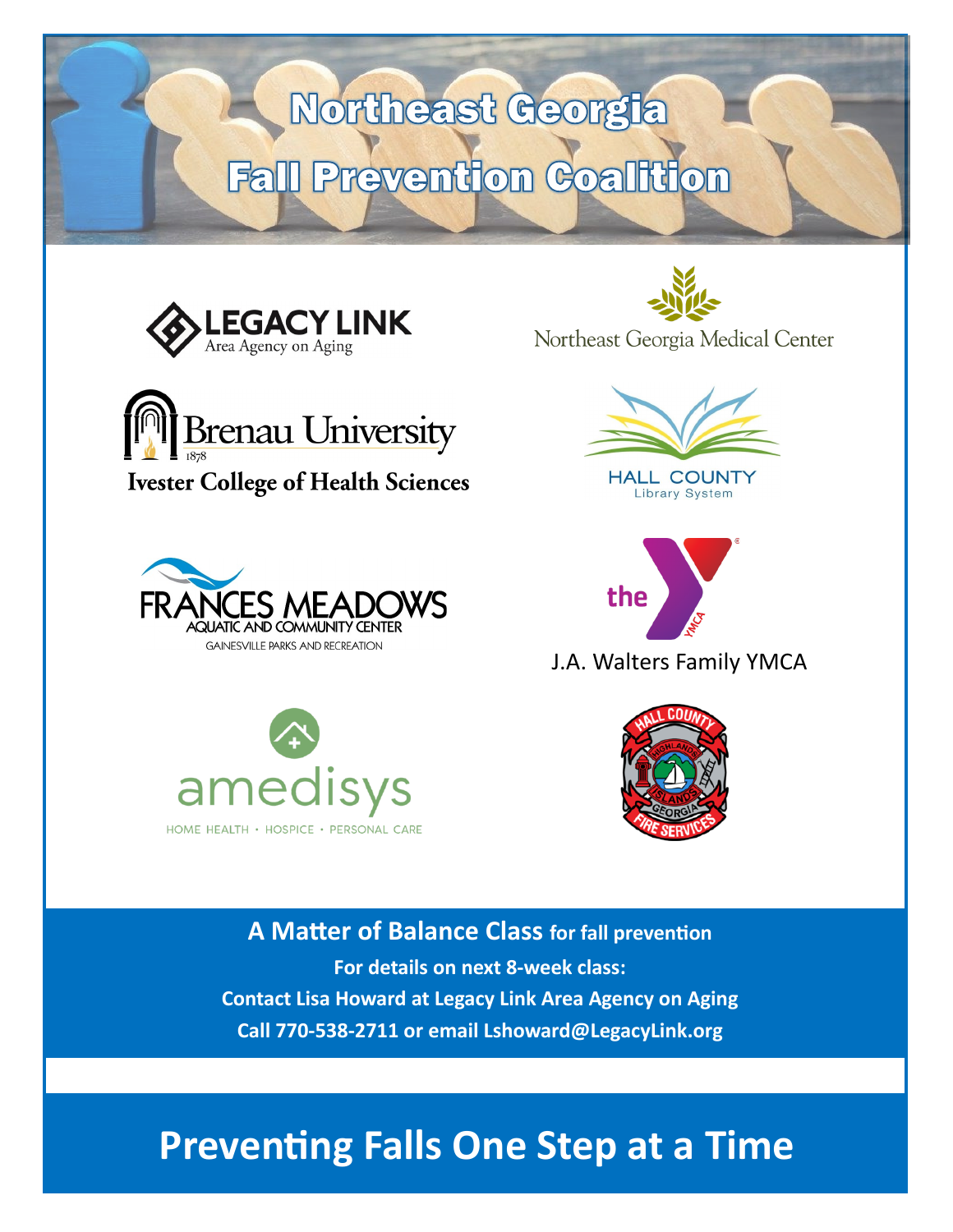# Northeast Georgia Fall Prevention Coalition

LEGACY LINK
Area Agency on Aging

Northeast Georgia Medical Center

Brenau University
1878
Ivester College of Health Sciences

HALL COUNTY
Library System

FRANCES MEADOWS
AQUATIC AND COMMUNITY CENTER
GAINESVILLE PARKS AND RECREATION

the YMCA
J.A. Walters Family YMCA

amedisys
HOME HEALTH • HOSPICE • PERSONAL CARE

HALL COUNTY HIGHLANDS ISLANDS GEORGIA FIRE SERVICES

**A Matter of Balance Class for fall prevention**

**For details on next 8-week class:**

**Contact Lisa Howard at Legacy Link Area Agency on Aging**

**Call 770-538-2711 or email Lshoward@LegacyLink.org**

## Preventing Falls One Step at a Time